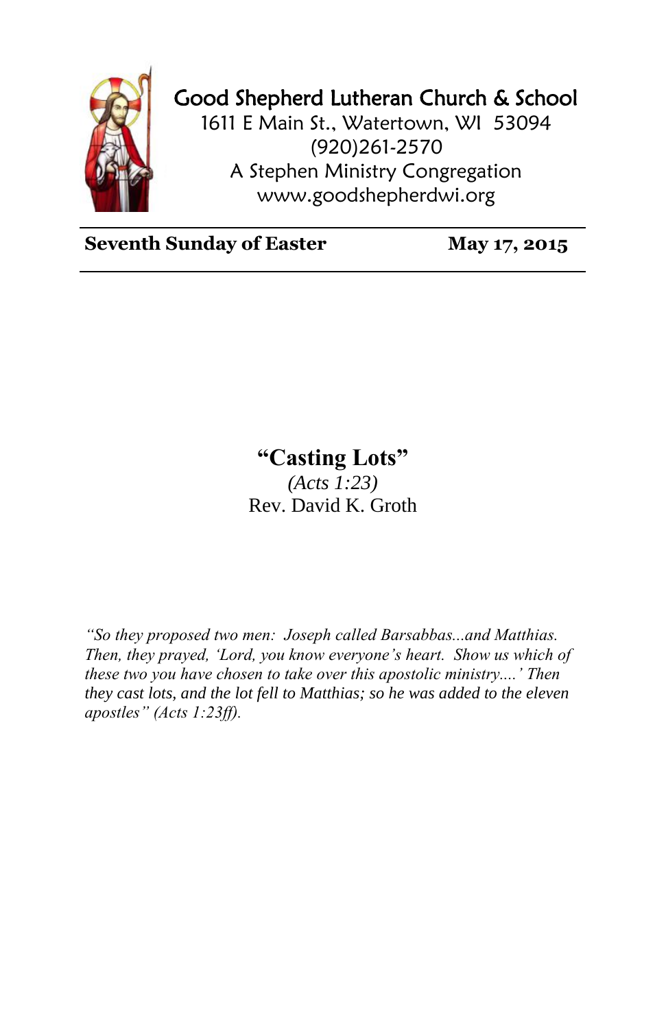# Good Shepherd Lutheran Church & School

1611 E Main St., Watertown, WI 53094
(920)261-2570
A Stephen Ministry Congregation
www.goodshepherdwi.org

**Seventh Sunday of Easter** **May 17, 2015**

## "Casting Lots"

*(Acts 1:23)*
Rev. David K. Groth

*"So they proposed two men: Joseph called Barsabbas...and Matthias. Then, they prayed, 'Lord, you know everyone's heart. Show us which of these two you have chosen to take over this apostolic ministry....' Then they cast lots, and the lot fell to Matthias; so he was added to the eleven apostles" (Acts 1:23ff).*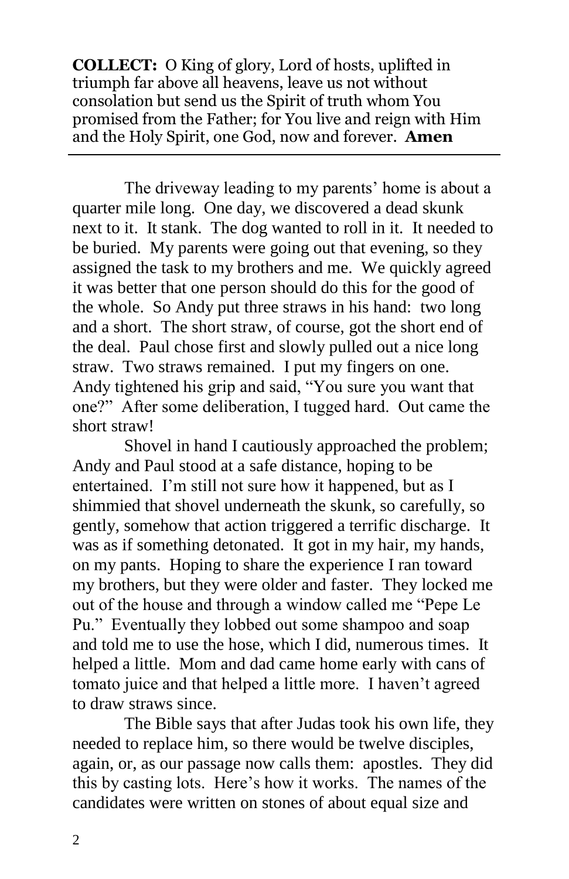**COLLECT:** O King of glory, Lord of hosts, uplifted in triumph far above all heavens, leave us not without consolation but send us the Spirit of truth whom You promised from the Father; for You live and reign with Him and the Holy Spirit, one God, now and forever. **Amen**

---

The driveway leading to my parents' home is about a quarter mile long. One day, we discovered a dead skunk next to it. It stank. The dog wanted to roll in it. It needed to be buried. My parents were going out that evening, so they assigned the task to my brothers and me. We quickly agreed it was better that one person should do this for the good of the whole. So Andy put three straws in his hand: two long and a short. The short straw, of course, got the short end of the deal. Paul chose first and slowly pulled out a nice long straw. Two straws remained. I put my fingers on one. Andy tightened his grip and said, "You sure you want that one?" After some deliberation, I tugged hard. Out came the short straw!

Shovel in hand I cautiously approached the problem; Andy and Paul stood at a safe distance, hoping to be entertained. I'm still not sure how it happened, but as I shimmied that shovel underneath the skunk, so carefully, so gently, somehow that action triggered a terrific discharge. It was as if something detonated. It got in my hair, my hands, on my pants. Hoping to share the experience I ran toward my brothers, but they were older and faster. They locked me out of the house and through a window called me "Pepe Le Pu." Eventually they lobbed out some shampoo and soap and told me to use the hose, which I did, numerous times. It helped a little. Mom and dad came home early with cans of tomato juice and that helped a little more. I haven't agreed to draw straws since.

The Bible says that after Judas took his own life, they needed to replace him, so there would be twelve disciples, again, or, as our passage now calls them: apostles. They did this by casting lots. Here's how it works. The names of the candidates were written on stones of about equal size and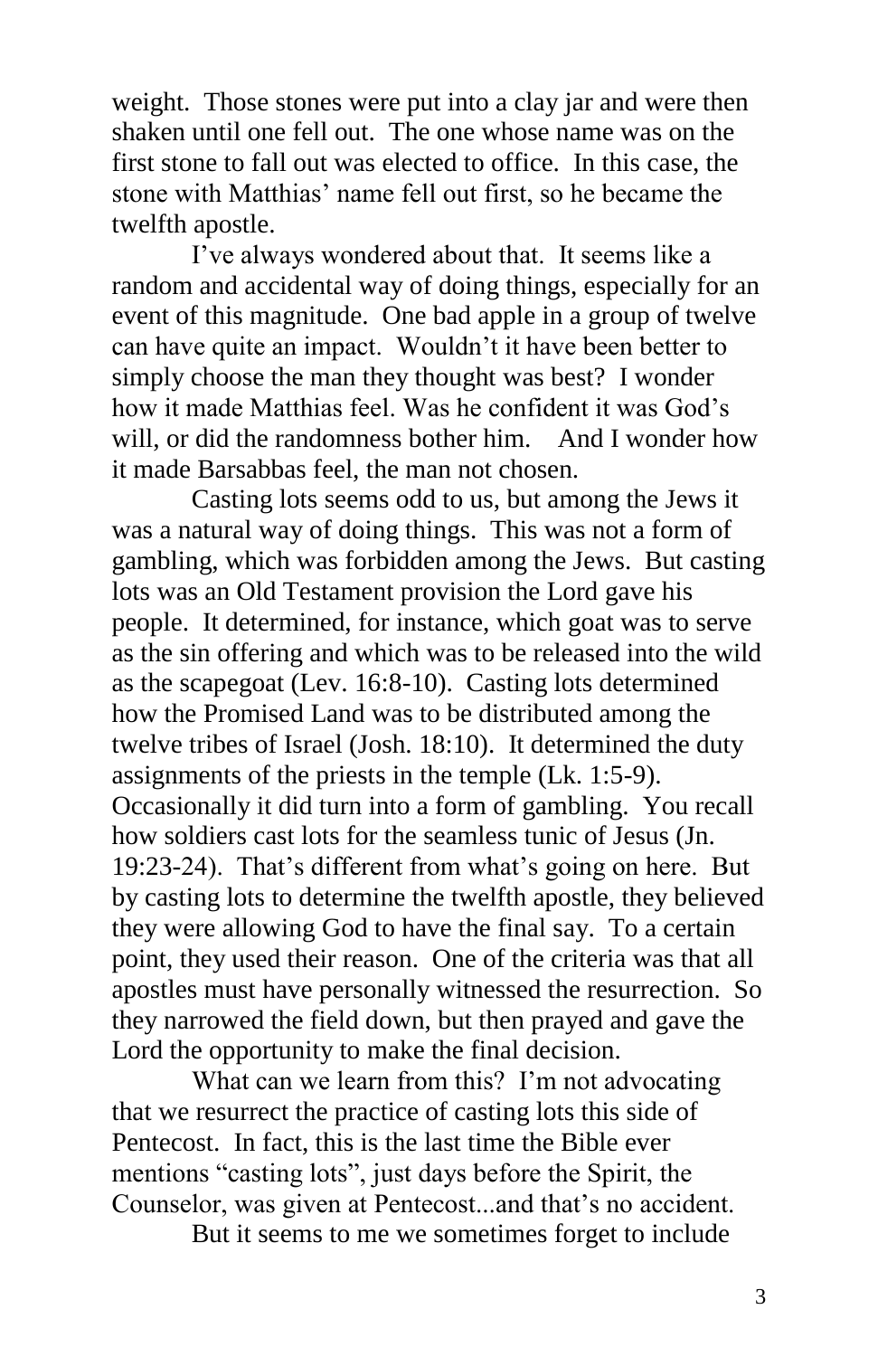weight. Those stones were put into a clay jar and were then shaken until one fell out. The one whose name was on the first stone to fall out was elected to office. In this case, the stone with Matthias' name fell out first, so he became the twelfth apostle.

I've always wondered about that. It seems like a random and accidental way of doing things, especially for an event of this magnitude. One bad apple in a group of twelve can have quite an impact. Wouldn't it have been better to simply choose the man they thought was best? I wonder how it made Matthias feel. Was he confident it was God's will, or did the randomness bother him. And I wonder how it made Barsabbas feel, the man not chosen.

Casting lots seems odd to us, but among the Jews it was a natural way of doing things. This was not a form of gambling, which was forbidden among the Jews. But casting lots was an Old Testament provision the Lord gave his people. It determined, for instance, which goat was to serve as the sin offering and which was to be released into the wild as the scapegoat (Lev. 16:8-10). Casting lots determined how the Promised Land was to be distributed among the twelve tribes of Israel (Josh. 18:10). It determined the duty assignments of the priests in the temple (Lk. 1:5-9). Occasionally it did turn into a form of gambling. You recall how soldiers cast lots for the seamless tunic of Jesus (Jn. 19:23-24). That's different from what's going on here. But by casting lots to determine the twelfth apostle, they believed they were allowing God to have the final say. To a certain point, they used their reason. One of the criteria was that all apostles must have personally witnessed the resurrection. So they narrowed the field down, but then prayed and gave the Lord the opportunity to make the final decision.

What can we learn from this? I'm not advocating that we resurrect the practice of casting lots this side of Pentecost. In fact, this is the last time the Bible ever mentions "casting lots", just days before the Spirit, the Counselor, was given at Pentecost...and that's no accident.

But it seems to me we sometimes forget to include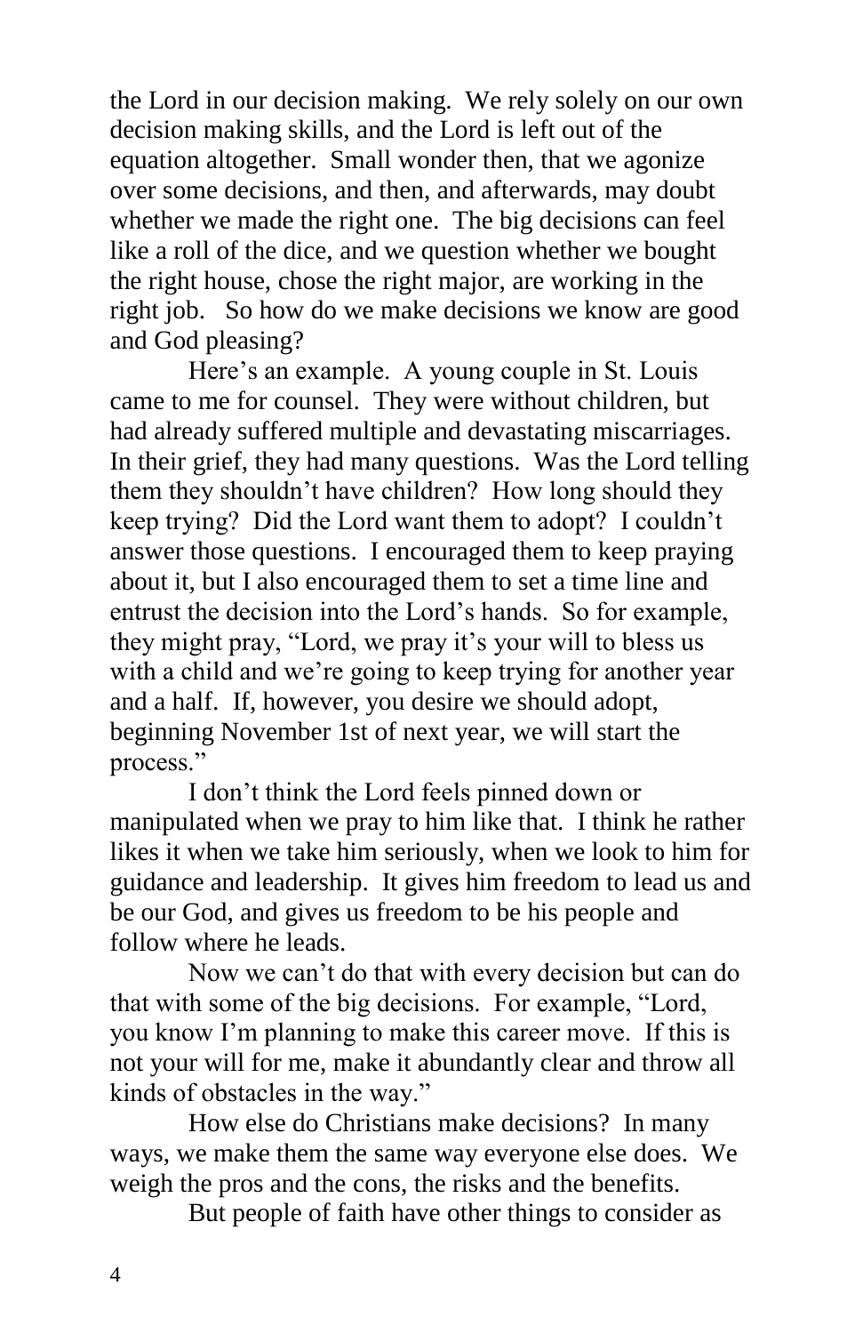the Lord in our decision making. We rely solely on our own decision making skills, and the Lord is left out of the equation altogether. Small wonder then, that we agonize over some decisions, and then, and afterwards, may doubt whether we made the right one. The big decisions can feel like a roll of the dice, and we question whether we bought the right house, chose the right major, are working in the right job. So how do we make decisions we know are good and God pleasing?

Here's an example. A young couple in St. Louis came to me for counsel. They were without children, but had already suffered multiple and devastating miscarriages. In their grief, they had many questions. Was the Lord telling them they shouldn't have children? How long should they keep trying? Did the Lord want them to adopt? I couldn't answer those questions. I encouraged them to keep praying about it, but I also encouraged them to set a time line and entrust the decision into the Lord's hands. So for example, they might pray, "Lord, we pray it's your will to bless us with a child and we're going to keep trying for another year and a half. If, however, you desire we should adopt, beginning November 1st of next year, we will start the process."

I don't think the Lord feels pinned down or manipulated when we pray to him like that. I think he rather likes it when we take him seriously, when we look to him for guidance and leadership. It gives him freedom to lead us and be our God, and gives us freedom to be his people and follow where he leads.

Now we can't do that with every decision but can do that with some of the big decisions. For example, "Lord, you know I'm planning to make this career move. If this is not your will for me, make it abundantly clear and throw all kinds of obstacles in the way."

How else do Christians make decisions? In many ways, we make them the same way everyone else does. We weigh the pros and the cons, the risks and the benefits.

But people of faith have other things to consider as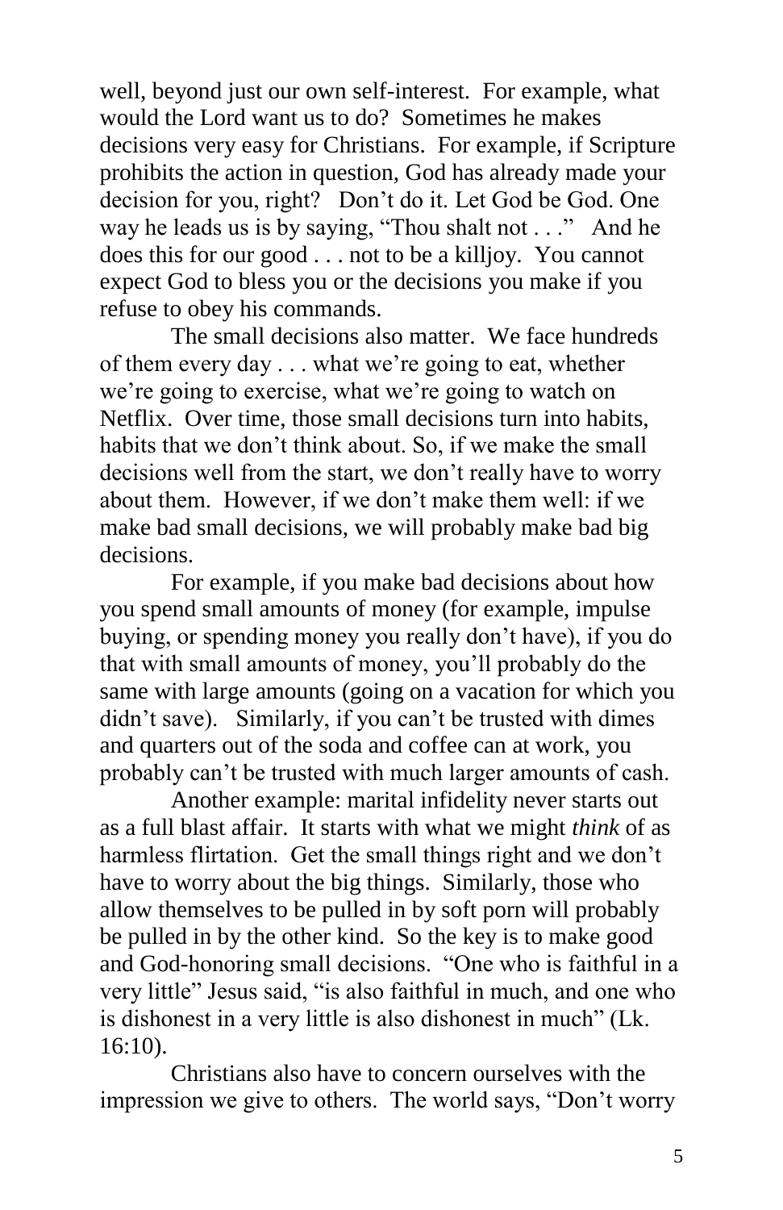well, beyond just our own self-interest. For example, what would the Lord want us to do? Sometimes he makes decisions very easy for Christians. For example, if Scripture prohibits the action in question, God has already made your decision for you, right? Don't do it. Let God be God. One way he leads us is by saying, "Thou shalt not . . ." And he does this for our good . . . not to be a killjoy. You cannot expect God to bless you or the decisions you make if you refuse to obey his commands.

The small decisions also matter. We face hundreds of them every day . . . what we're going to eat, whether we're going to exercise, what we're going to watch on Netflix. Over time, those small decisions turn into habits, habits that we don't think about. So, if we make the small decisions well from the start, we don't really have to worry about them. However, if we don't make them well: if we make bad small decisions, we will probably make bad big decisions.

For example, if you make bad decisions about how you spend small amounts of money (for example, impulse buying, or spending money you really don't have), if you do that with small amounts of money, you'll probably do the same with large amounts (going on a vacation for which you didn't save). Similarly, if you can't be trusted with dimes and quarters out of the soda and coffee can at work, you probably can't be trusted with much larger amounts of cash.

Another example: marital infidelity never starts out as a full blast affair. It starts with what we might *think* of as harmless flirtation. Get the small things right and we don't have to worry about the big things. Similarly, those who allow themselves to be pulled in by soft porn will probably be pulled in by the other kind. So the key is to make good and God-honoring small decisions. "One who is faithful in a very little" Jesus said, "is also faithful in much, and one who is dishonest in a very little is also dishonest in much" (Lk. 16:10).

Christians also have to concern ourselves with the impression we give to others. The world says, "Don't worry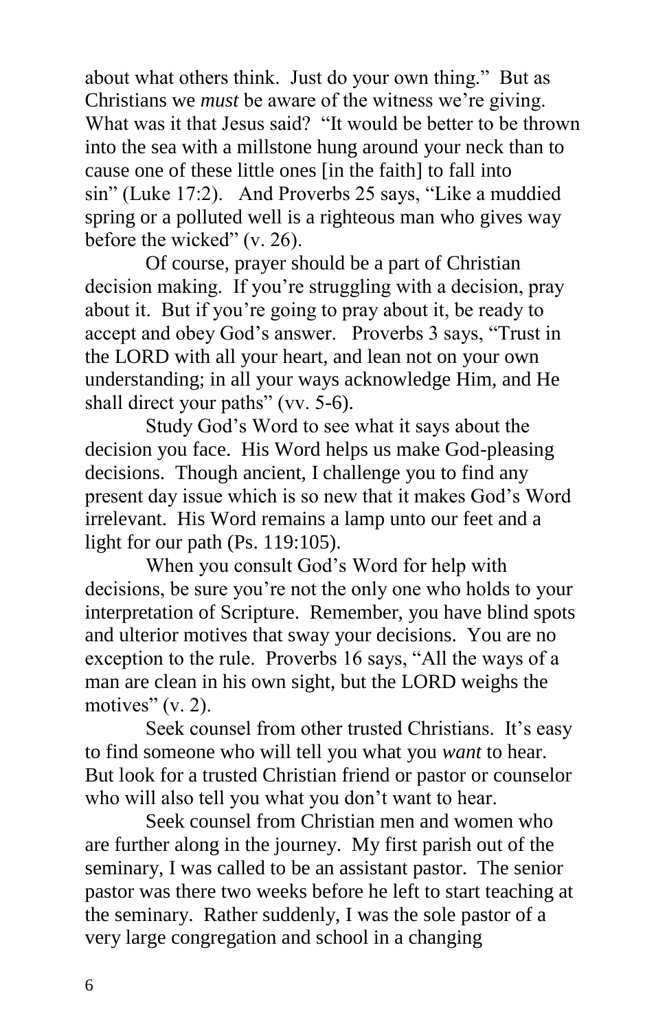about what others think. Just do your own thing." But as Christians we *must* be aware of the witness we're giving. What was it that Jesus said? "It would be better to be thrown into the sea with a millstone hung around your neck than to cause one of these little ones [in the faith] to fall into sin" (Luke 17:2). And Proverbs 25 says, "Like a muddied spring or a polluted well is a righteous man who gives way before the wicked" (v. 26).

Of course, prayer should be a part of Christian decision making. If you're struggling with a decision, pray about it. But if you're going to pray about it, be ready to accept and obey God's answer. Proverbs 3 says, "Trust in the LORD with all your heart, and lean not on your own understanding; in all your ways acknowledge Him, and He shall direct your paths" (vv. 5-6).

Study God's Word to see what it says about the decision you face. His Word helps us make God-pleasing decisions. Though ancient, I challenge you to find any present day issue which is so new that it makes God's Word irrelevant. His Word remains a lamp unto our feet and a light for our path (Ps. 119:105).

When you consult God's Word for help with decisions, be sure you're not the only one who holds to your interpretation of Scripture. Remember, you have blind spots and ulterior motives that sway your decisions. You are no exception to the rule. Proverbs 16 says, "All the ways of a man are clean in his own sight, but the LORD weighs the motives" (v. 2).

Seek counsel from other trusted Christians. It's easy to find someone who will tell you what you *want* to hear. But look for a trusted Christian friend or pastor or counselor who will also tell you what you don't want to hear.

Seek counsel from Christian men and women who are further along in the journey. My first parish out of the seminary, I was called to be an assistant pastor. The senior pastor was there two weeks before he left to start teaching at the seminary. Rather suddenly, I was the sole pastor of a very large congregation and school in a changing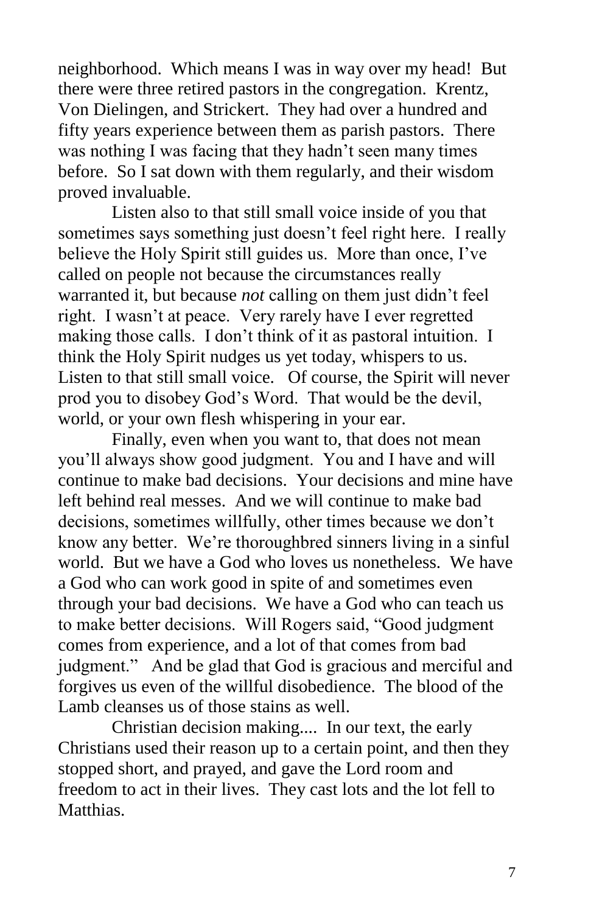neighborhood. Which means I was in way over my head! But there were three retired pastors in the congregation. Krentz, Von Dielingen, and Strickert. They had over a hundred and fifty years experience between them as parish pastors. There was nothing I was facing that they hadn't seen many times before. So I sat down with them regularly, and their wisdom proved invaluable.

Listen also to that still small voice inside of you that sometimes says something just doesn't feel right here. I really believe the Holy Spirit still guides us. More than once, I've called on people not because the circumstances really warranted it, but because *not* calling on them just didn't feel right. I wasn't at peace. Very rarely have I ever regretted making those calls. I don't think of it as pastoral intuition. I think the Holy Spirit nudges us yet today, whispers to us. Listen to that still small voice. Of course, the Spirit will never prod you to disobey God's Word. That would be the devil, world, or your own flesh whispering in your ear.

Finally, even when you want to, that does not mean you'll always show good judgment. You and I have and will continue to make bad decisions. Your decisions and mine have left behind real messes. And we will continue to make bad decisions, sometimes willfully, other times because we don't know any better. We're thoroughbred sinners living in a sinful world. But we have a God who loves us nonetheless. We have a God who can work good in spite of and sometimes even through your bad decisions. We have a God who can teach us to make better decisions. Will Rogers said, "Good judgment comes from experience, and a lot of that comes from bad judgment." And be glad that God is gracious and merciful and forgives us even of the willful disobedience. The blood of the Lamb cleanses us of those stains as well.

Christian decision making.... In our text, the early Christians used their reason up to a certain point, and then they stopped short, and prayed, and gave the Lord room and freedom to act in their lives. They cast lots and the lot fell to Matthias.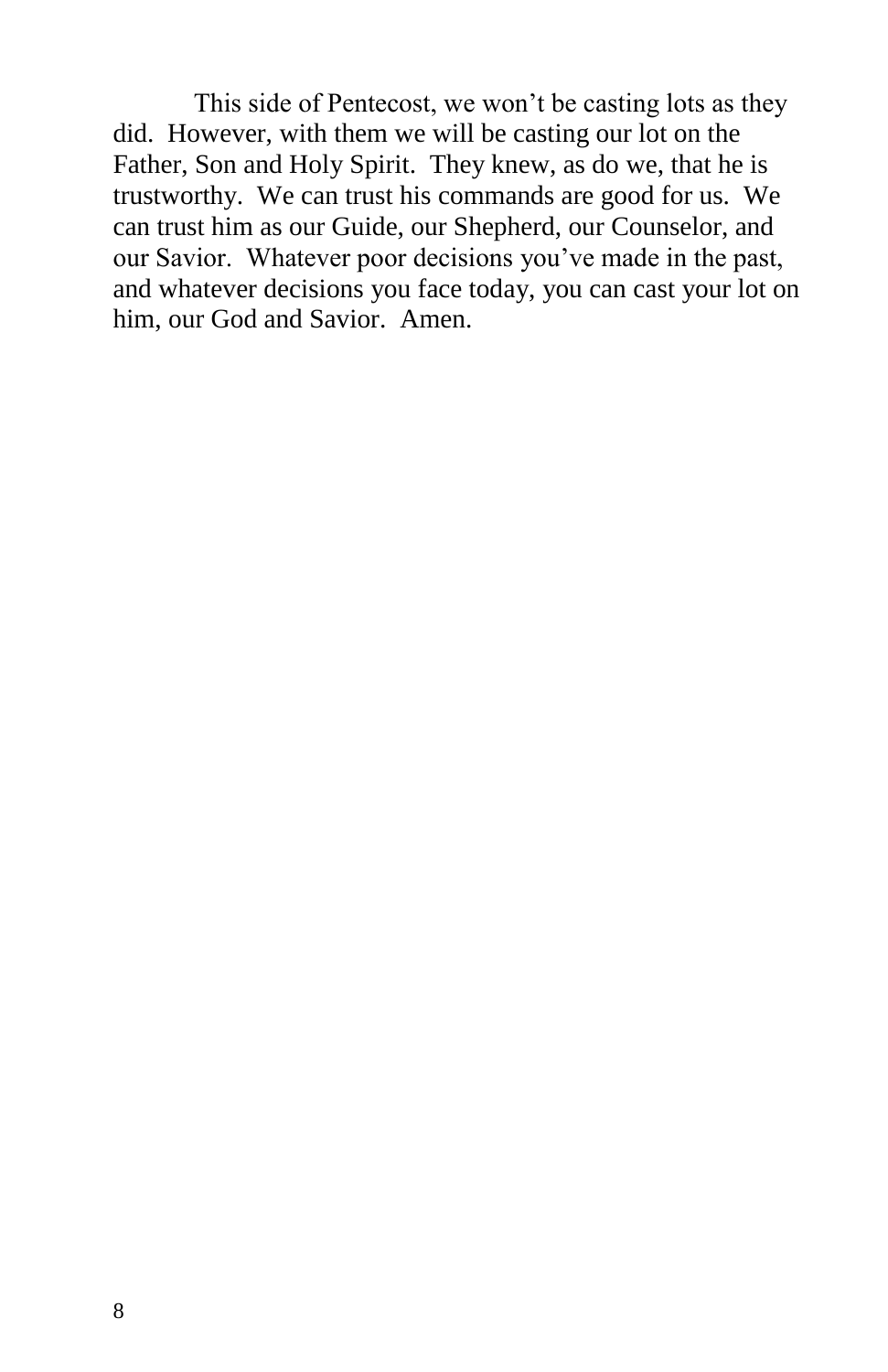This side of Pentecost, we won't be casting lots as they did. However, with them we will be casting our lot on the Father, Son and Holy Spirit. They knew, as do we, that he is trustworthy. We can trust his commands are good for us. We can trust him as our Guide, our Shepherd, our Counselor, and our Savior. Whatever poor decisions you've made in the past, and whatever decisions you face today, you can cast your lot on him, our God and Savior. Amen.